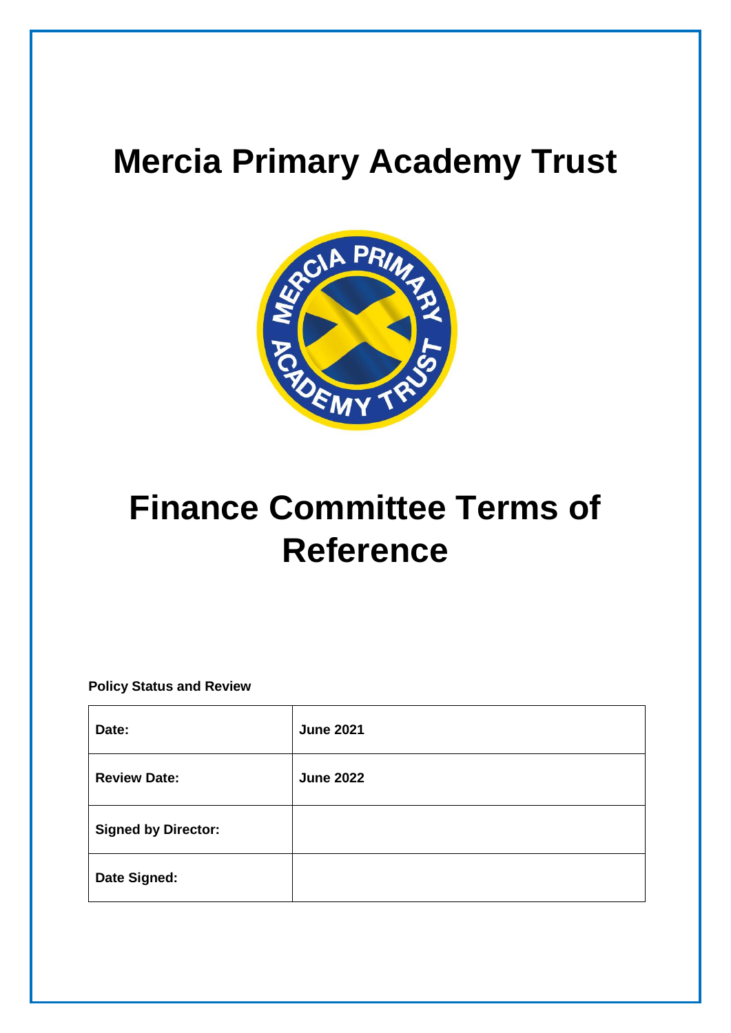# Mercia Primary Academy Trust

# Finance Committee Terms of Reference

**Policy Status and Review**

| **Date:** | **June 2021** |
|---|---|
| **Review Date:** | **June 2022** |
| **Signed by Director:** | |
| **Date Signed:** | |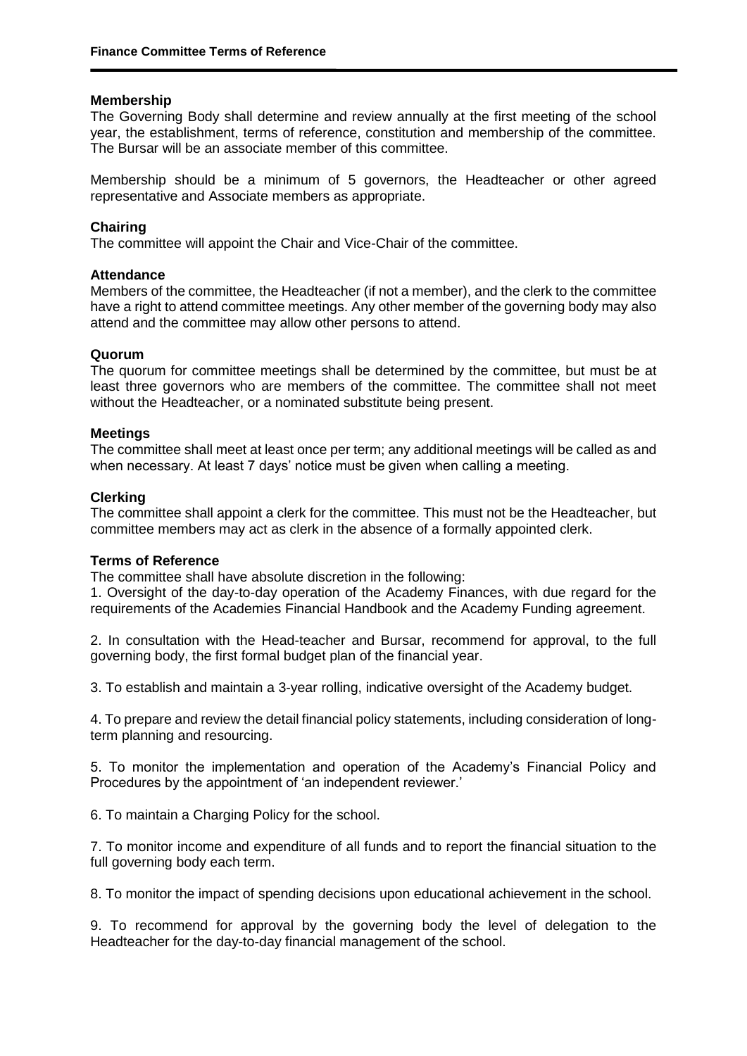## Membership

The Governing Body shall determine and review annually at the first meeting of the school year, the establishment, terms of reference, constitution and membership of the committee. The Bursar will be an associate member of this committee.

Membership should be a minimum of 5 governors, the Headteacher or other agreed representative and Associate members as appropriate.

## Chairing

The committee will appoint the Chair and Vice-Chair of the committee.

## Attendance

Members of the committee, the Headteacher (if not a member), and the clerk to the committee have a right to attend committee meetings. Any other member of the governing body may also attend and the committee may allow other persons to attend.

## Quorum

The quorum for committee meetings shall be determined by the committee, but must be at least three governors who are members of the committee. The committee shall not meet without the Headteacher, or a nominated substitute being present.

## Meetings

The committee shall meet at least once per term; any additional meetings will be called as and when necessary. At least 7 days' notice must be given when calling a meeting.

## Clerking

The committee shall appoint a clerk for the committee. This must not be the Headteacher, but committee members may act as clerk in the absence of a formally appointed clerk.

## Terms of Reference

The committee shall have absolute discretion in the following:

1. Oversight of the day-to-day operation of the Academy Finances, with due regard for the requirements of the Academies Financial Handbook and the Academy Funding agreement.

2. In consultation with the Head-teacher and Bursar, recommend for approval, to the full governing body, the first formal budget plan of the financial year.

3. To establish and maintain a 3-year rolling, indicative oversight of the Academy budget.

4. To prepare and review the detail financial policy statements, including consideration of long-term planning and resourcing.

5. To monitor the implementation and operation of the Academy's Financial Policy and Procedures by the appointment of 'an independent reviewer.'

6. To maintain a Charging Policy for the school.

7. To monitor income and expenditure of all funds and to report the financial situation to the full governing body each term.

8. To monitor the impact of spending decisions upon educational achievement in the school.

9. To recommend for approval by the governing body the level of delegation to the Headteacher for the day-to-day financial management of the school.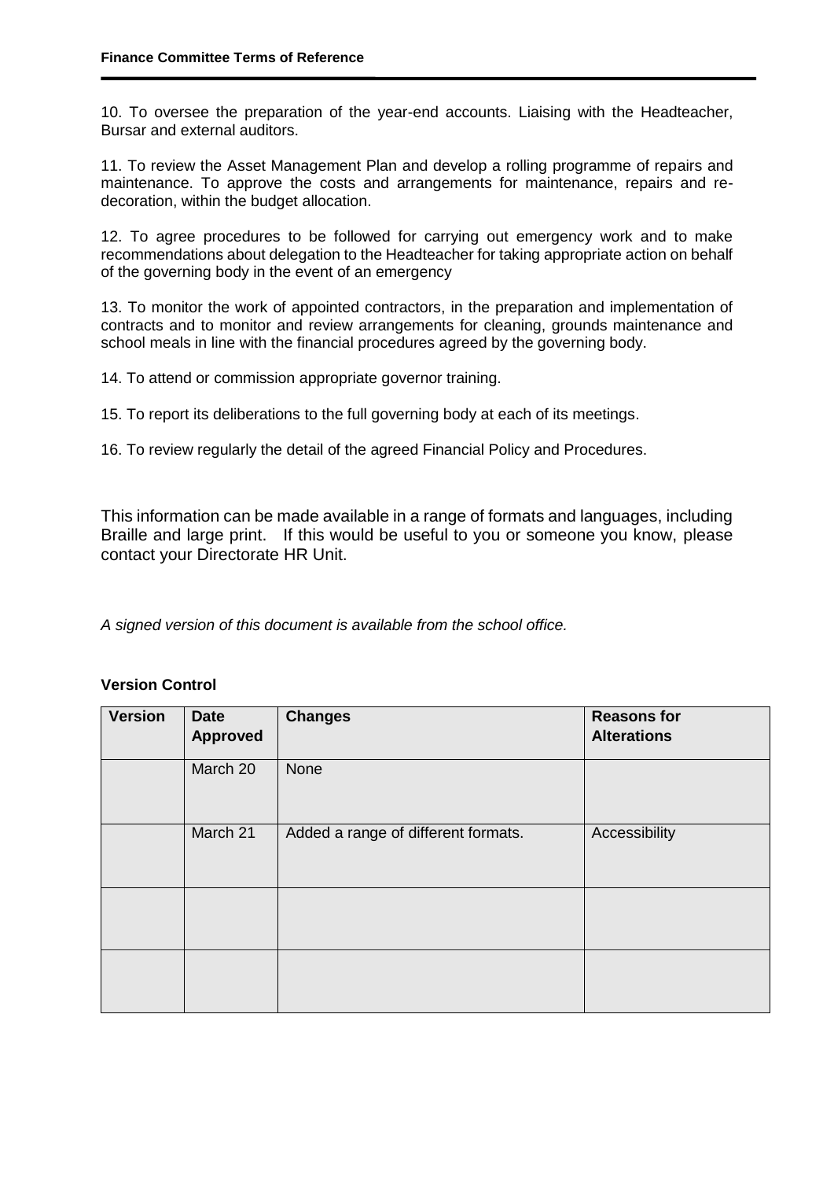10. To oversee the preparation of the year-end accounts. Liaising with the Headteacher, Bursar and external auditors.

11. To review the Asset Management Plan and develop a rolling programme of repairs and maintenance. To approve the costs and arrangements for maintenance, repairs and re-decoration, within the budget allocation.

12. To agree procedures to be followed for carrying out emergency work and to make recommendations about delegation to the Headteacher for taking appropriate action on behalf of the governing body in the event of an emergency

13. To monitor the work of appointed contractors, in the preparation and implementation of contracts and to monitor and review arrangements for cleaning, grounds maintenance and school meals in line with the financial procedures agreed by the governing body.

14. To attend or commission appropriate governor training.

15. To report its deliberations to the full governing body at each of its meetings.

16. To review regularly the detail of the agreed Financial Policy and Procedures.

This information can be made available in a range of formats and languages, including Braille and large print. If this would be useful to you or someone you know, please contact your Directorate HR Unit.

*A signed version of this document is available from the school office.*

**Version Control**

| Version | Date Approved | Changes | Reasons for Alterations |
|---|---|---|---|
| | March 20 | None | |
| | March 21 | Added a range of different formats. | Accessibility |
| | | | |
| | | | |